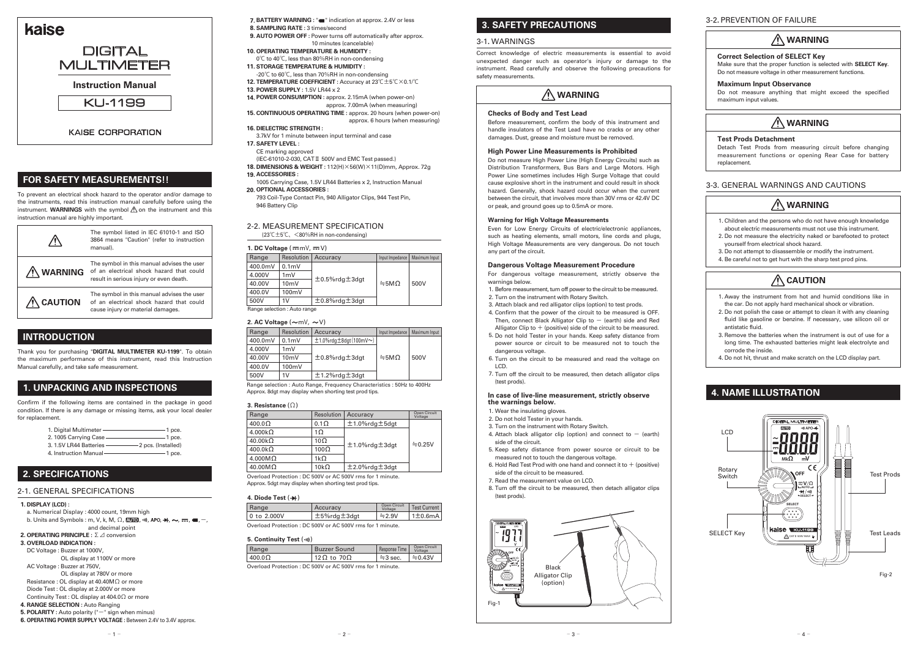# kaise

# DIGITAL MULTIMETER

**Instruction Manual**

KU-1199

KAISE CORPORATION

## FOR SAFETY MEASUREMENTS!!

To prevent an electrical shock hazard to the operator and/or damage to the instruments, read this instruction manual carefully before using the instrument. **WARNINGS** with the symbol ⚠ on the instrument and this instruction manual are highly important.

| | |
|---|---|
| ⚠ | The symbol listed in IEC 61010-1 and ISO 3864 means "Caution" (refer to instruction manual). |
| ⚠ WARNING | The symbol in this manual advises the user of an electrical shock hazard that could result in serious injury or even death. |
| ⚠ CAUTION | The symbol in this manual advises the user of an electrical shock hazard that could cause injury or material damages. |

## INTRODUCTION

Thank you for purchasing "**DIGITAL MULTIMETER KU-1199**". To obtain the maximum performance of this instrument, read this Instruction Manual carefully, and take safe measurement.

## 1. UNPACKING AND INSPECTIONS

Confirm if the following items are contained in the package in good condition. If there is any damage or missing items, ask your local dealer for replacement.

1. Digital Multimeter ―― 1 pce.
2. 1005 Carrying Case ―― 1 pce.
3. 1.5V LR44 Batteries ―― 2 pcs. (Installed)
4. Instruction Manual ―― 1 pce.

## 2. SPECIFICATIONS

### 2-1. GENERAL SPECIFICATIONS

1. **DISPLAY (LCD) :**
   a. Numerical Display : 4000 count, 19mm high
   b. Units and Symbols : m, V, k, M, Ω, AUTO, ·))), APO, ⏩, ~, ⎓, 🔋, −, and decimal point
2. **OPERATING PRINCIPLE :** Σ⊿ conversion
3. **OVERLOAD INDICATION :**
   DC Voltage : Buzzer at 1000V, OL display at 1100V or more
   AC Voltage : Buzzer at 750V, OL display at 780V or more
   Resistance : OL display at 40.40MΩ or more
   Diode Test : OL display at 2.000V or more
   Continuity Test : OL display at 404.0Ω or more
4. **RANGE SELECTION :** Auto Ranging
5. **POLARITY :** Auto polarity ("−" sign when minus)
6. **OPERATING POWER SUPPLY VOLTAGE :** Between 2.4V to 3.4V approx.
7. **BATTERY WARNING :** "🔋" indication at approx. 2.4V or less
8. **SAMPLING RATE :** 3 times/second
9. **AUTO POWER OFF :** Power turns off automatically after approx. 10 minutes (cancelable)
10. **OPERATING TEMPERATURE & HUMIDITY :** 0℃ to 40℃, less than 80%RH in non-condensing
11. **STORAGE TEMPERATURE & HUMIDITY :** -20℃ to 60℃, less than 70%RH in non-condensing
12. **TEMPERATURE COEFFICIENT :** Accuracy at 23℃±5℃×0.1/℃
13. **POWER SUPPLY :** 1.5V LR44 x 2
14. **POWER CONSUMPTION :** approx. 2.15mA (when power-on) approx. 7.00mA (when measuring)
15. **CONTINUOUS OPERATING TIME :** approx. 20 hours (when power-on) approx. 6 hours (when measuring)
16. **DIELECTRIC STRENGTH :** 3.7kV for 1 minute between input terminal and case
17. **SAFETY LEVEL :** CE marking approved (IEC-61010-2-030, CAT II 500V and EMC Test passed.)
18. **DIMENSIONS & WEIGHT :** 112(H)×56(W)×11(D)mm, Approx. 72g
19. **ACCESSORIES :** 1005 Carrying Case, 1.5V LR44 Batteries x 2, Instruction Manual
20. **OPTIONAL ACCESSORIES :** 793 Coil-Type Contact Pin, 940 Alligator Clips, 944 Test Pin, 946 Battery Clip

### 2-2. MEASUREMENT SPECIFICATION

(23℃±5℃、<80%RH in non-condensing)

**1. DC Voltage (⎓mV, ⎓V)**

| Range | Resolution | Accuracy | Input Impedance | Maximum Input |
|---|---|---|---|---|
| 400.0mV | 0.1mV | ±0.5%rdg±3dgt | ≒5MΩ | 500V |
| 4.000V | 1mV | | | |
| 40.00V | 10mV | | | |
| 400.0V | 100mV | | | |
| 500V | 1V | ±0.8%rdg±3dgt | | |

Range selection : Auto range

**2. AC Voltage (~mV, ~V)**

| Range | Resolution | Accuracy | Input Impedance | Maximum Input |
|---|---|---|---|---|
| 400.0mV | 0.1mV | ±1.0%rdg±8dgt(100mV~) | ≒5MΩ | 500V |
| 4.000V | 1mV | ±0.8%rdg±3dgt | | |
| 40.00V | 10mV | | | |
| 400.0V | 100mV | | | |
| 500V | 1V | ±1.2%rdg±3dgt | | |

Range selection : Auto Range, Frequency Characteristics : 50Hz to 400Hz
Approx. 8dgt may display when shorting test prod tips.

**3. Resistance (Ω)**

| Range | Resolution | Accuracy | Open Circuit Voltage |
|---|---|---|---|
| 400.0Ω | 0.1Ω | ±1.0%rdg±5dgt | ≒0.25V |
| 4.000kΩ | 1Ω | ±1.0%rdg±3dgt | |
| 40.00kΩ | 10Ω | | |
| 400.0kΩ | 100Ω | | |
| 4.000MΩ | 1kΩ | | |
| 40.00MΩ | 10kΩ | ±2.0%rdg±3dgt | |

Overload Protection : DC 500V or AC 500V rms for 1 minute.
Approx. 5dgt may display when shorting test prod tips.

**4. Diode Test (⏩)**

| Range | Accuracy | Open Circuit Voltage | Test Current |
|---|---|---|---|
| 0 to 2.000V | ±5%rdg±3dgt | ≒2.9V | 1±0.6mA |

Overload Protection : DC 500V or AC 500V rms for 1 minute.

**5. Continuity Test (·)))**

| Range | Buzzer Sound | Response Time | Open Circuit Voltage |
|---|---|---|---|
| 400.0Ω | 12Ω to 70Ω | ≒3 sec. | ≒0.43V |

Overload Protection : DC 500V or AC 500V rms for 1 minute.

## 3. SAFETY PRECAUTIONS

### 3-1. WARNINGS

Correct knowledge of electric measurements is essential to avoid unexpected danger such as operator's injury or damage to the instrument. Read carefully and observe the following precautions for safety measurements.

#### ⚠ WARNING

**Checks of Body and Test Lead**

Before measurement, confirm the body of this instrument and handle insulators of the Test Lead have no cracks or any other damages. Dust, grease and moisture must be removed.

**High Power Line Measurements is Prohibited**

Do not measure High Power Line (High Energy Circuits) such as Distribution Transformers, Bus Bars and Large Motors. High Power Line sometimes includes High Surge Voltage that could cause explosive short in the instrument and could result in shock hazard. Generally, shock hazard could occur when the current between the circuit, that involves more than 30V rms or 42.4V DC or peak, and ground goes up to 0.5mA or more.

**Warning for High Voltage Measurements**

Even for Low Energy Circuits of electric/electronic appliances, such as heating elements, small motors, line cords and plugs, High Voltage Measurements are very dangerous. Do not touch any part of the circuit.

**Dangerous Voltage Measurement Procedure**

For dangerous voltage measurement, strictly observe the warnings below.

1. Before measurement, turn off power to the circuit to be measured.
2. Turn on the instrument with Rotary Switch.
3. Attach black and red alligator clips (option) to test prods.
4. Confirm that the power of the circuit to be measured is OFF. Then, connect Black Alligator Clip to − (earth) side and Red Alligator Clip to + (positive) side of the circuit to be measured.
5. Do not hold Tester in your hands. Keep safety distance from power source or circuit to be measured not to touch the dangerous voltage.
6. Turn on the circuit to be measured and read the voltage on LCD.
7. Turn off the circuit to be measured, then detach alligator clips (test prods).

**In case of live-line measurement, strictly observe the warnings below.**

1. Wear the insulating gloves.
2. Do not hold Tester in your hands.
3. Turn on the instrument with Rotary Switch.
4. Attach black alligator clip (option) and connect to − (earth) side of the circuit.
5. Keep safety distance from power source or circuit to be measured not to touch the dangerous voltage.
6. Hold Red Test Prod with one hand and connect it to + (positive) side of the circuit to be measured.
7. Read the measurement value on LCD.
8. Turn off the circuit to be measured, then detach alligator clips (test prods).

Black Alligator Clip (option)

Fig-1

### 3-2. PREVENTION OF FAILURE

#### ⚠ WARNING

**Correct Selection of SELECT Key**

Make sure that the proper function is selected with **SELECT Key**. Do not measure voltage in other measurement functions.

**Maximum Input Observance**

Do not measure anything that might exceed the specified maximum input values.

#### ⚠ WARNING

**Test Prods Detachment**

Detach Test Prods from measuring circuit before changing measurement functions or opening Rear Case for battery replacement.

### 3-3. GENERAL WARNINGS AND CAUTIONS

#### ⚠ WARNING

1. Children and the persons who do not have enough knowledge about electric measurements must not use this instrument.
2. Do not measure the electricity naked or barefooted to protect yourself from electrical shock hazard.
3. Do not attempt to disassemble or modify the instrument.
4. Be careful not to get hurt with the sharp test prod pins.

#### ⚠ CAUTION

1. Away the instrument from hot and humid conditions like in the car. Do not apply hard mechanical shock or vibration.
2. Do not polish the case or attempt to clean it with any cleaning fluid like gasoline or benzine. If necessary, use silicon oil or antistatic fluid.
3. Remove the batteries when the instrument is out of use for a long time. The exhausted batteries might leak electrolyte and corrode the inside.
4. Do not hit, thrust and make scratch on the LCD display part.

## 4. NAME ILLUSTRATION

LCD

Rotary Switch

SELECT Key

Test Prods

Test Leads

Fig-2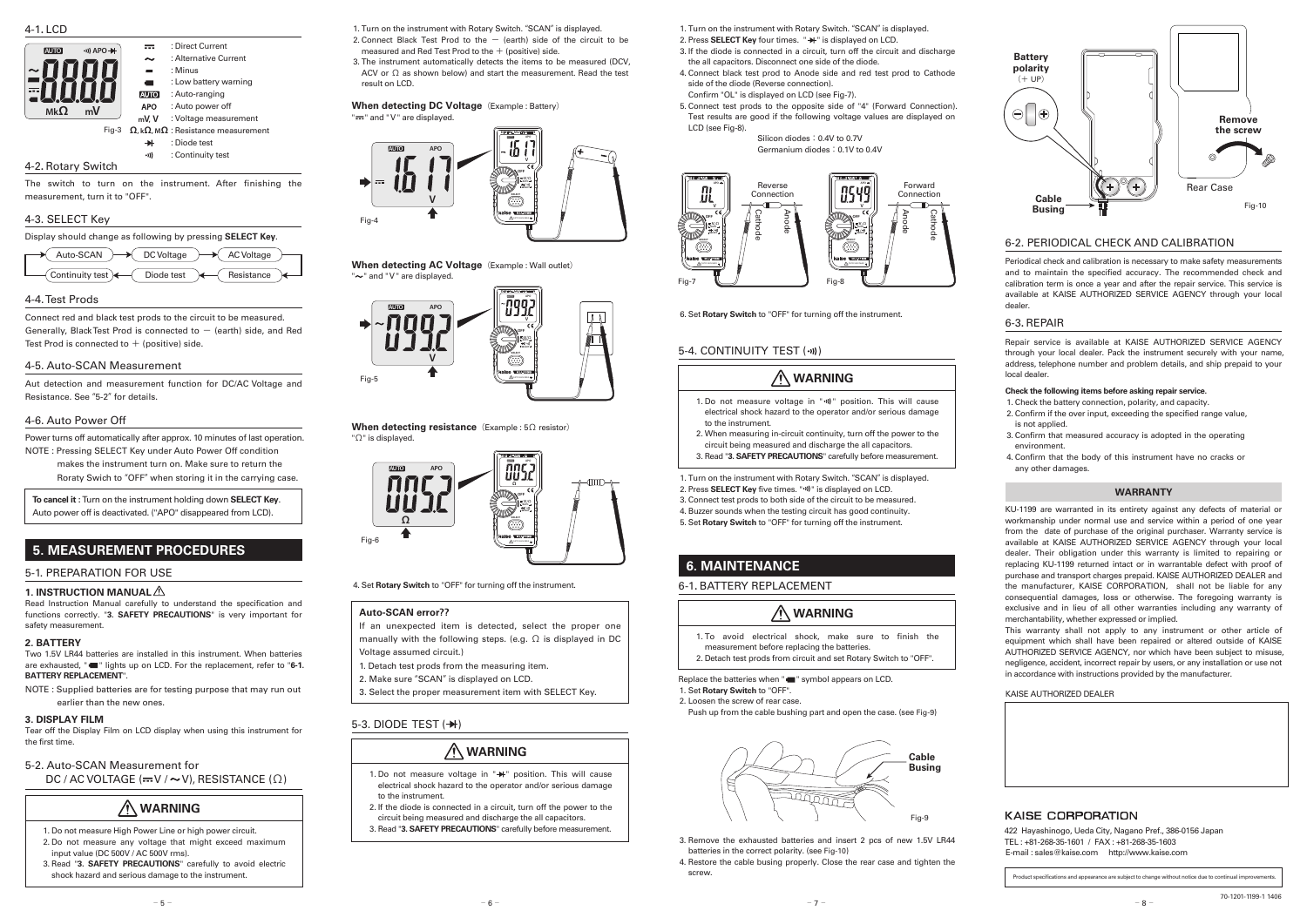## 4-1. LCD

| | |
|---|---|
| ⎓ | : Direct Current |
| ∼ | : Alternative Current |
| − | : Minus |
| ▬ | : Low battery warning |
| AUTO | : Auto-ranging |
| APO | : Auto power off |
| mV, V | : Voltage measurement |
| Ω, kΩ, MΩ | : Resistance measurement |
| ⊣ | : Diode test |
| ·))) | : Continuity test |

Fig-3

## 4-2. Rotary Switch

The switch to turn on the instrument. After finishing the measurement, turn it to "OFF".

## 4-3. SELECT Key

Display should change as following by pressing **SELECT Key**.

Auto-SCAN → DC Voltage → AC Voltage → Resistance → Diode test → Continuity test → Auto-SCAN

## 4-4. Test Prods

Connect red and black test prods to the circuit to be measured. Generally, Black Test Prod is connected to − (earth) side, and Red Test Prod is connected to + (positive) side.

## 4-5. Auto-SCAN Measurement

Aut detection and measurement function for DC/AC Voltage and Resistance. See "5-2" for details.

## 4-6. Auto Power Off

Power turns off automatically after approx. 10 minutes of last operation.

NOTE : Pressing SELECT Key under Auto Power Off condition makes the instrument turn on. Make sure to return the Roraty Swich to "OFF" when storing it in the carrying case.

**To cancel it :** Turn on the instrument holding down **SELECT Key**. Auto power off is deactivated. ("APO" disappeared from LCD).

# 5. MEASUREMENT PROCEDURES

## 5-1. PREPARATION FOR USE

### 1. INSTRUCTION MANUAL ⚠

Read Instruction Manual carefully to understand the specification and functions correctly. "**3. SAFETY PRECAUTIONS**" is very important for safety measurement.

### 2. BATTERY

Two 1.5V LR44 batteries are installed in this instrument. When batteries are exhausted, "▬" lights up on LCD. For the replacement, refer to "**6-1. BATTERY REPLACEMENT**".

NOTE : Supplied batteries are for testing purpose that may run out earlier than the new ones.

### 3. DISPLAY FILM

Tear off the Display Film on LCD display when using this instrument for the first time.

## 5-2. Auto-SCAN Measurement for DC / AC VOLTAGE (⎓V / ∼V), RESISTANCE (Ω)

### ⚠ WARNING

1. Do not measure High Power Line or high power circuit.
2. Do not measure any voltage that might exceed maximum input value (DC 500V / AC 500V rms).
3. Read "**3. SAFETY PRECAUTIONS**" carefully to avoid electric shock hazard and serious damage to the instrument.

1. Turn on the instrument with Rotary Switch. "SCAN" is displayed.
2. Connect Black Test Prod to the − (earth) side of the circuit to be measured and Red Test Prod to the + (positive) side.
3. The instrument automatically detects the items to be measured (DCV, ACV or Ω as shown below) and start the measurement. Read the test result on LCD.

**When detecting DC Voltage** (Example : Battery)
"⎓" and "V" are displayed.

Fig-4

**When detecting AC Voltage** (Example : Wall outlet)
"∼" and "V" are displayed.

Fig-5

**When detecting resistance** (Example : 5Ω resistor)
"Ω" is displayed.

Fig-6

4. Set **Rotary Switch** to "OFF" for turning off the instrument.

**Auto-SCAN error??**

If an unexpected item is detected, select the proper one manually with the following steps. (e.g. Ω is displayed in DC Voltage assumed circuit.)

1. Detach test prods from the measuring item.
2. Make sure "SCAN" is displayed on LCD.
3. Select the proper measurement item with SELECT Key.

## 5-3. DIODE TEST (⊣)

### ⚠ WARNING

1. Do not measure voltage in "⊣" position. This will cause electrical shock hazard to the operator and/or serious damage to the instrument.
2. If the diode is connected in a circuit, turn off the power to the circuit being measured and discharge the all capacitors.
3. Read "**3. SAFETY PRECAUTIONS**" carefully before measurement.

1. Turn on the instrument with Rotary Switch. "SCAN" is displayed.
2. Press **SELECT Key** four times. "⊣" is displayed on LCD.
3. If the diode is connected in a circuit, turn off the circuit and discharge the all capacitors. Disconnect one side of the diode.
4. Connect black test prod to Anode side and red test prod to Cathode side of the diode (Reverse connection).
   Confirm "OL" is displayed on LCD (see Fig-7).
5. Connect test prods to the opposite side of "4" (Forward Connection). Test results are good if the following voltage values are displayed on LCD (see Fig-8).
   Silicon diodes : 0.4V to 0.7V
   Germanium diodes : 0.1V to 0.4V

Reverse Connection — Cathode, Anode

Fig-7

Forward Connection — Anode, Cathode

Fig-8

6. Set **Rotary Switch** to "OFF" for turning off the instrument.

## 5-4. CONTINUITY TEST (·)))

### ⚠ WARNING

1. Do not measure voltage in "·)))" position. This will cause electrical shock hazard to the operator and/or serious damage to the instrument.
2. When measuring in-circuit continuity, turn off the power to the circuit being measured and discharge the all capacitors.
3. Read "**3. SAFETY PRECAUTIONS**" carefully before measurement.

1. Turn on the instrument with Rotary Switch. "SCAN" is displayed.
2. Press **SELECT Key** five times. "·)))" is displayed on LCD.
3. Connect test prods to both side of the circuit to be measured.
4. Buzzer sounds when the testing circuit has good continuity.
5. Set **Rotary Switch** to "OFF" for turning off the instrument.

# 6. MAINTENANCE

## 6-1. BATTERY REPLACEMENT

### ⚠ WARNING

1. To avoid electrical shock, make sure to finish the measurement before replacing the batteries.
2. Detach test prods from circuit and set Rotary Switch to "OFF".

Replace the batteries when "▬" symbol appears on LCD.

1. Set **Rotary Switch** to "OFF".
2. Loosen the screw of rear case.
   Push up from the cable bushing part and open the case. (see Fig-9)

Cable Busing

Fig-9

3. Remove the exhausted batteries and insert 2 pcs of new 1.5V LR44 batteries in the correct polarity. (see Fig-10)
4. Restore the cable busing properly. Close the rear case and tighten the screw.

Battery polarity (+ UP)

Remove the screw

Rear Case

Cable Busing

Fig-10

## 6-2. PERIODICAL CHECK AND CALIBRATION

Periodical check and calibration is necessary to make safety measurements and to maintain the specified accuracy. The recommended check and calibration term is once a year and after the repair service. This service is available at KAISE AUTHORIZED SERVICE AGENCY through your local dealer.

## 6-3. REPAIR

Repair service is available at KAISE AUTHORIZED SERVICE AGENCY through your local dealer. Pack the instrument securely with your name, address, telephone number and problem details, and ship prepaid to your local dealer.

**Check the following items before asking repair service.**

1. Check the battery connection, polarity, and capacity.
2. Confirm if the over input, exceeding the specified range value, is not applied.
3. Confirm that measured accuracy is adopted in the operating environment.
4. Confirm that the body of this instrument have no cracks or any other damages.

## WARRANTY

KU-1199 are warranted in its entirety against any defects of material or workmanship under normal use and service within a period of one year from the date of purchase of the original purchaser. Warranty service is available at KAISE AUTHORIZED SERVICE AGENCY through your local dealer. Their obligation under this warranty is limited to repairing or replacing KU-1199 returned intact or in warrantable defect with proof of purchase and transport charges prepaid. KAISE AUTHORIZED DEALER and the manufacturer, KAISE CORPORATION, shall not be liable for any consequential damages, loss or otherwise. The foregoing warranty is exclusive and in lieu of all other warranties including any warranty of merchantability, whether expressed or implied.

This warranty shall not apply to any instrument or other article of equipment which shall have been repaired or altered outside of KAISE AUTHORIZED SERVICE AGENCY, nor which have been subject to misuse, negligence, accident, incorrect repair by users, or any installation or use not in accordance with instructions provided by the manufacturer.

KAISE AUTHORIZED DEALER

**KAISE CORPORATION**

422 Hayashinogo, Ueda City, Nagano Pref., 386-0156 Japan
TEL : +81-268-35-1601 / FAX : +81-268-35-1603
E-mail : sales@kaise.com http://www.kaise.com

Product specifications and appearance are subject to change without notice due to continual improvements.

70-1201-1199-1 1406